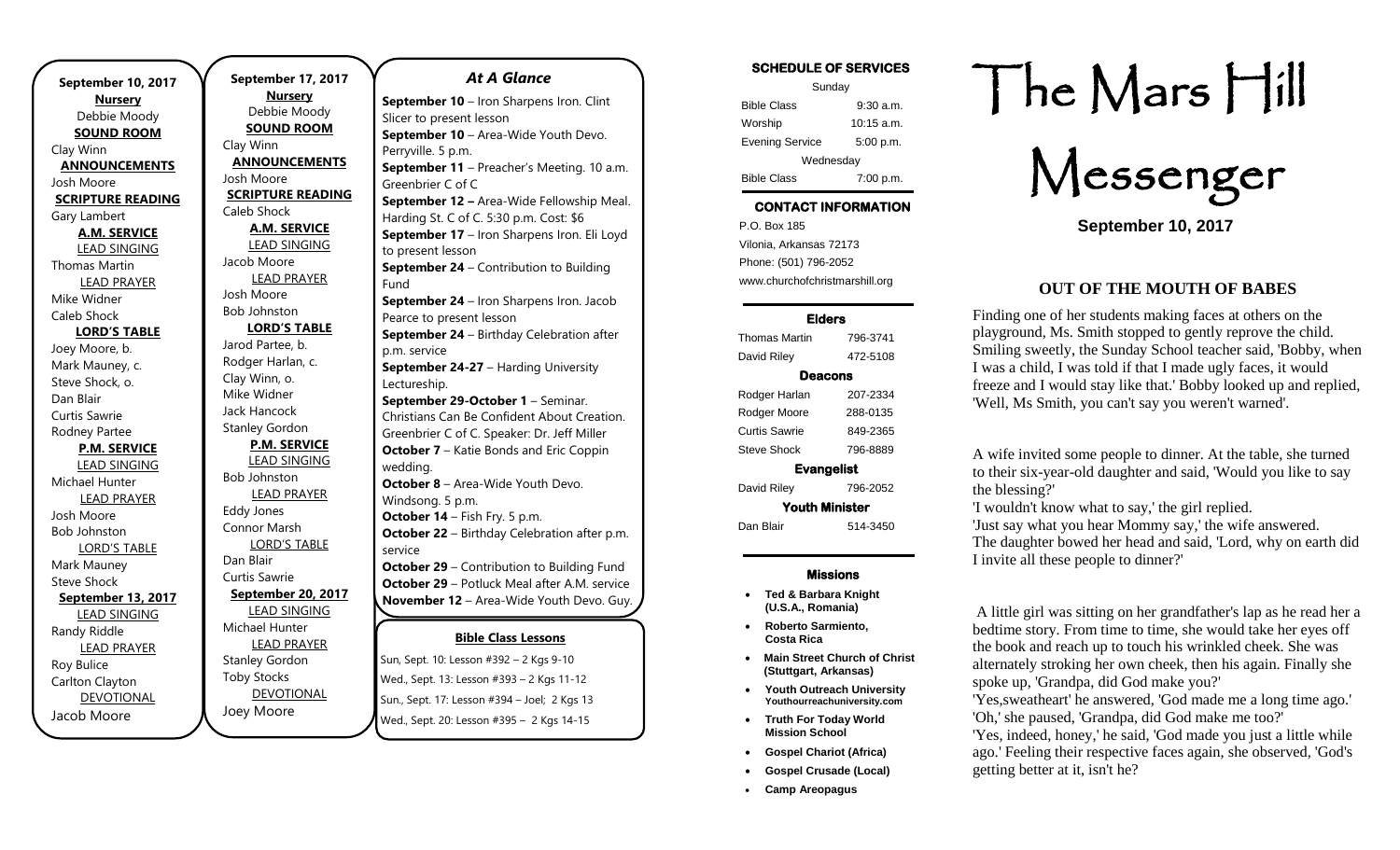**September 10, 2017**

**Nursery**
Debbie Moody

**SOUND ROOM**
Clay Winn

**ANNOUNCEMENTS**
Josh Moore

**SCRIPTURE READING**
Gary Lambert

**A.M. SERVICE**

LEAD SINGING
Thomas Martin

LEAD PRAYER
Mike Widner
Caleb Shock

**LORD'S TABLE**
Joey Moore, b.
Mark Mauney, c.
Steve Shock, o.
Dan Blair
Curtis Sawrie
Rodney Partee

**P.M. SERVICE**

LEAD SINGING
Michael Hunter

LEAD PRAYER
Josh Moore
Bob Johnston

LORD'S TABLE
Mark Mauney
Steve Shock

**September 13, 2017**

LEAD SINGING
Randy Riddle

LEAD PRAYER
Roy Bulice
Carlton Clayton

DEVOTIONAL
Jacob Moore

**September 17, 2017**

**Nursery**
Debbie Moody

**SOUND ROOM**
Clay Winn

**ANNOUNCEMENTS**
Josh Moore

**SCRIPTURE READING**
Caleb Shock

**A.M. SERVICE**

LEAD SINGING
Jacob Moore

LEAD PRAYER
Josh Moore
Bob Johnston

**LORD'S TABLE**
Jarod Partee, b.
Rodger Harlan, c.
Clay Winn, o.
Mike Widner
Jack Hancock
Stanley Gordon

**P.M. SERVICE**

LEAD SINGING
Bob Johnston

LEAD PRAYER
Eddy Jones
Connor Marsh

LORD'S TABLE
Dan Blair
Curtis Sawrie

**September 20, 2017**

LEAD SINGING
Michael Hunter

LEAD PRAYER
Stanley Gordon
Toby Stocks

DEVOTIONAL
Joey Moore

## *At A Glance*

**September 10** – Iron Sharpens Iron. Clint Slicer to present lesson
**September 10** – Area-Wide Youth Devo. Perryville. 5 p.m.
**September 11** – Preacher's Meeting. 10 a.m. Greenbrier C of C
**September 12 –** Area-Wide Fellowship Meal. Harding St. C of C. 5:30 p.m. Cost: $6
**September 17** – Iron Sharpens Iron. Eli Loyd to present lesson
**September 24** – Contribution to Building Fund
**September 24** – Iron Sharpens Iron. Jacob Pearce to present lesson
**September 24** – Birthday Celebration after p.m. service
**September 24-27** – Harding University Lectureship.
**September 29-October 1** – Seminar. Christians Can Be Confident About Creation. Greenbrier C of C. Speaker: Dr. Jeff Miller
**October 7** – Katie Bonds and Eric Coppin wedding.
**October 8** – Area-Wide Youth Devo. Windsong. 5 p.m.
**October 14** – Fish Fry. 5 p.m.
**October 22** – Birthday Celebration after p.m. service
**October 29** – Contribution to Building Fund
**October 29** – Potluck Meal after A.M. service
**November 12** – Area-Wide Youth Devo. Guy.

**Bible Class Lessons**

Sun, Sept. 10: Lesson #392 – 2 Kgs 9-10
Wed., Sept. 13: Lesson #393 – 2 Kgs 11-12
Sun., Sept. 17: Lesson #394 – Joel; 2 Kgs 13
Wed., Sept. 20: Lesson #395 – 2 Kgs 14-15

**SCHEDULE OF SERVICES**

| Sunday | |
|---|---|
| Bible Class | 9:30 a.m. |
| Worship | 10:15 a.m. |
| Evening Service | 5:00 p.m. |
| Wednesday | |
| Bible Class | 7:00 p.m. |

**CONTACT INFORMATION**

P.O. Box 185
Vilonia, Arkansas 72173
Phone: (501) 796-2052
www.churchofchristmarshill.org

**Elders**

| | |
|---|---|
| Thomas Martin | 796-3741 |
| David Riley | 472-5108 |

**Deacons**

| | |
|---|---|
| Rodger Harlan | 207-2334 |
| Rodger Moore | 288-0135 |
| Curtis Sawrie | 849-2365 |
| Steve Shock | 796-8889 |

**Evangelist**

| | |
|---|---|
| David Riley | 796-2052 |

**Youth Minister**

| | |
|---|---|
| Dan Blair | 514-3450 |

**Missions**

- **Ted & Barbara Knight (U.S.A., Romania)**
- **Roberto Sarmiento, Costa Rica**
- **Main Street Church of Christ (Stuttgart, Arkansas)**
- **Youth Outreach University Youthourreachuniversity.com**
- **Truth For Today World Mission School**
- **Gospel Chariot (Africa)**
- **Gospel Crusade (Local)**
- **Camp Areopagus**

# The Mars Hill Messenger

**September 10, 2017**

## OUT OF THE MOUTH OF BABES

Finding one of her students making faces at others on the playground, Ms. Smith stopped to gently reprove the child. Smiling sweetly, the Sunday School teacher said, 'Bobby, when I was a child, I was told if that I made ugly faces, it would freeze and I would stay like that.' Bobby looked up and replied, 'Well, Ms Smith, you can't say you weren't warned'.

A wife invited some people to dinner. At the table, she turned to their six-year-old daughter and said, 'Would you like to say the blessing?'
'I wouldn't know what to say,' the girl replied.
'Just say what you hear Mommy say,' the wife answered.
The daughter bowed her head and said, 'Lord, why on earth did I invite all these people to dinner?'

A little girl was sitting on her grandfather's lap as he read her a bedtime story. From time to time, she would take her eyes off the book and reach up to touch his wrinkled cheek. She was alternately stroking her own cheek, then his again. Finally she spoke up, 'Grandpa, did God make you?'
'Yes,sweatheart' he answered, 'God made me a long time ago.'
'Oh,' she paused, 'Grandpa, did God make me too?'
'Yes, indeed, honey,' he said, 'God made you just a little while ago.' Feeling their respective faces again, she observed, 'God's getting better at it, isn't he?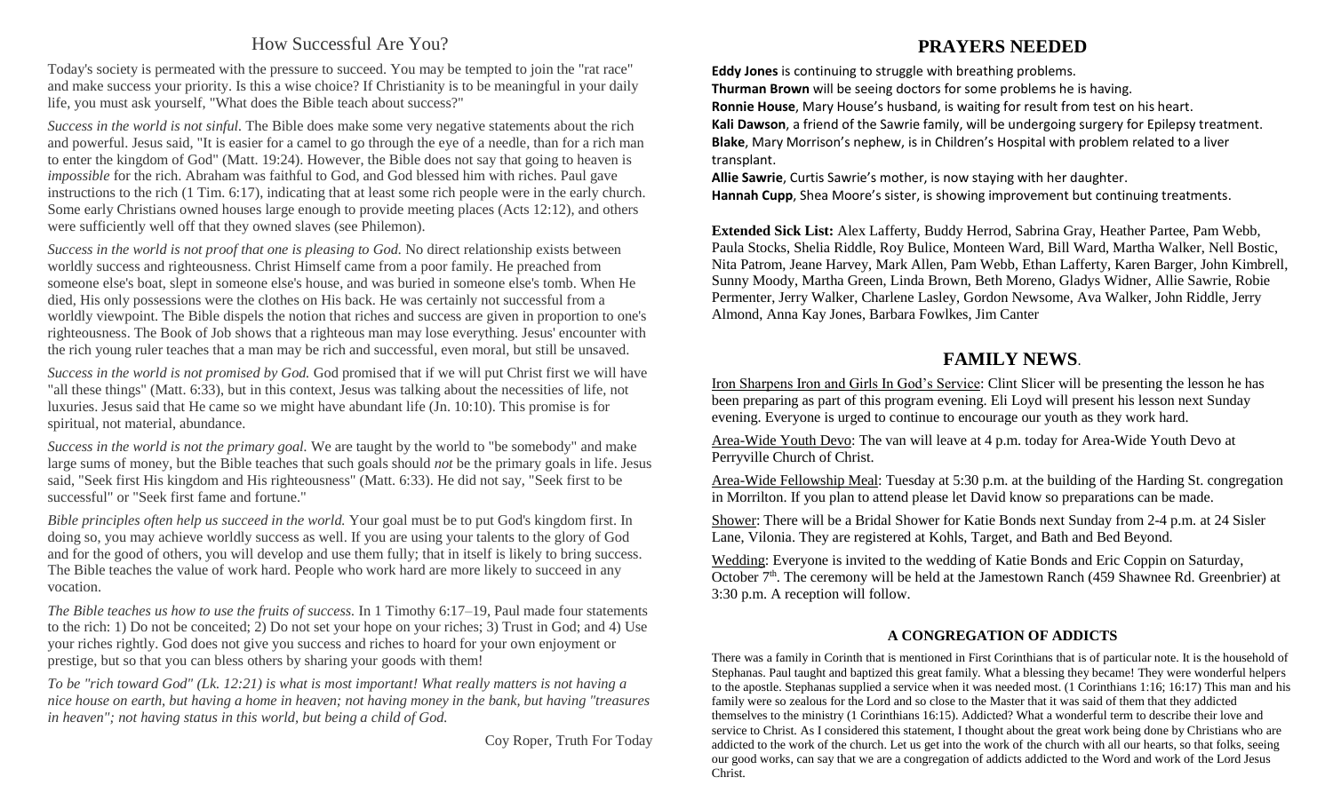## How Successful Are You?

Today's society is permeated with the pressure to succeed. You may be tempted to join the "rat race" and make success your priority. Is this a wise choice? If Christianity is to be meaningful in your daily life, you must ask yourself, "What does the Bible teach about success?"

*Success in the world is not sinful.* The Bible does make some very negative statements about the rich and powerful. Jesus said, "It is easier for a camel to go through the eye of a needle, than for a rich man to enter the kingdom of God" (Matt. 19:24). However, the Bible does not say that going to heaven is *impossible* for the rich. Abraham was faithful to God, and God blessed him with riches. Paul gave instructions to the rich (1 Tim. 6:17), indicating that at least some rich people were in the early church. Some early Christians owned houses large enough to provide meeting places (Acts 12:12), and others were sufficiently well off that they owned slaves (see Philemon).

*Success in the world is not proof that one is pleasing to God.* No direct relationship exists between worldly success and righteousness. Christ Himself came from a poor family. He preached from someone else's boat, slept in someone else's house, and was buried in someone else's tomb. When He died, His only possessions were the clothes on His back. He was certainly not successful from a worldly viewpoint. The Bible dispels the notion that riches and success are given in proportion to one's righteousness. The Book of Job shows that a righteous man may lose everything. Jesus' encounter with the rich young ruler teaches that a man may be rich and successful, even moral, but still be unsaved.

*Success in the world is not promised by God.* God promised that if we will put Christ first we will have "all these things" (Matt. 6:33), but in this context, Jesus was talking about the necessities of life, not luxuries. Jesus said that He came so we might have abundant life (Jn. 10:10). This promise is for spiritual, not material, abundance.

*Success in the world is not the primary goal.* We are taught by the world to "be somebody" and make large sums of money, but the Bible teaches that such goals should *not* be the primary goals in life. Jesus said, "Seek first His kingdom and His righteousness" (Matt. 6:33). He did not say, "Seek first to be successful" or "Seek first fame and fortune."

*Bible principles often help us succeed in the world.* Your goal must be to put God's kingdom first. In doing so, you may achieve worldly success as well. If you are using your talents to the glory of God and for the good of others, you will develop and use them fully; that in itself is likely to bring success. The Bible teaches the value of work hard. People who work hard are more likely to succeed in any vocation.

*The Bible teaches us how to use the fruits of success.* In 1 Timothy 6:17–19, Paul made four statements to the rich: 1) Do not be conceited; 2) Do not set your hope on your riches; 3) Trust in God; and 4) Use your riches rightly. God does not give you success and riches to hoard for your own enjoyment or prestige, but so that you can bless others by sharing your goods with them!

*To be "rich toward God" (Lk. 12:21) is what is most important! What really matters is not having a nice house on earth, but having a home in heaven; not having money in the bank, but having "treasures in heaven"; not having status in this world, but being a child of God.*

Coy Roper, Truth For Today

## PRAYERS NEEDED

**Eddy Jones** is continuing to struggle with breathing problems.
**Thurman Brown** will be seeing doctors for some problems he is having.
**Ronnie House**, Mary House's husband, is waiting for result from test on his heart.
**Kali Dawson**, a friend of the Sawrie family, will be undergoing surgery for Epilepsy treatment.
**Blake**, Mary Morrison's nephew, is in Children's Hospital with problem related to a liver transplant.
**Allie Sawrie**, Curtis Sawrie's mother, is now staying with her daughter.
**Hannah Cupp**, Shea Moore's sister, is showing improvement but continuing treatments.

**Extended Sick List:** Alex Lafferty, Buddy Herrod, Sabrina Gray, Heather Partee, Pam Webb, Paula Stocks, Shelia Riddle, Roy Bulice, Monteen Ward, Bill Ward, Martha Walker, Nell Bostic, Nita Patrom, Jeane Harvey, Mark Allen, Pam Webb, Ethan Lafferty, Karen Barger, John Kimbrell, Sunny Moody, Martha Green, Linda Brown, Beth Moreno, Gladys Widner, Allie Sawrie, Robie Permenter, Jerry Walker, Charlene Lasley, Gordon Newsome, Ava Walker, John Riddle, Jerry Almond, Anna Kay Jones, Barbara Fowlkes, Jim Canter

## FAMILY NEWS.

Iron Sharpens Iron and Girls In God's Service: Clint Slicer will be presenting the lesson he has been preparing as part of this program evening. Eli Loyd will present his lesson next Sunday evening. Everyone is urged to continue to encourage our youth as they work hard.

Area-Wide Youth Devo: The van will leave at 4 p.m. today for Area-Wide Youth Devo at Perryville Church of Christ.

Area-Wide Fellowship Meal: Tuesday at 5:30 p.m. at the building of the Harding St. congregation in Morrilton. If you plan to attend please let David know so preparations can be made.

Shower: There will be a Bridal Shower for Katie Bonds next Sunday from 2-4 p.m. at 24 Sisler Lane, Vilonia. They are registered at Kohls, Target, and Bath and Bed Beyond.

Wedding: Everyone is invited to the wedding of Katie Bonds and Eric Coppin on Saturday, October 7th. The ceremony will be held at the Jamestown Ranch (459 Shawnee Rd. Greenbrier) at 3:30 p.m. A reception will follow.

### A CONGREGATION OF ADDICTS

There was a family in Corinth that is mentioned in First Corinthians that is of particular note. It is the household of Stephanas. Paul taught and baptized this great family. What a blessing they became! They were wonderful helpers to the apostle. Stephanas supplied a service when it was needed most. (1 Corinthians 1:16; 16:17) This man and his family were so zealous for the Lord and so close to the Master that it was said of them that they addicted themselves to the ministry (1 Corinthians 16:15). Addicted? What a wonderful term to describe their love and service to Christ. As I considered this statement, I thought about the great work being done by Christians who are addicted to the work of the church. Let us get into the work of the church with all our hearts, so that folks, seeing our good works, can say that we are a congregation of addicts addicted to the Word and work of the Lord Jesus Christ.